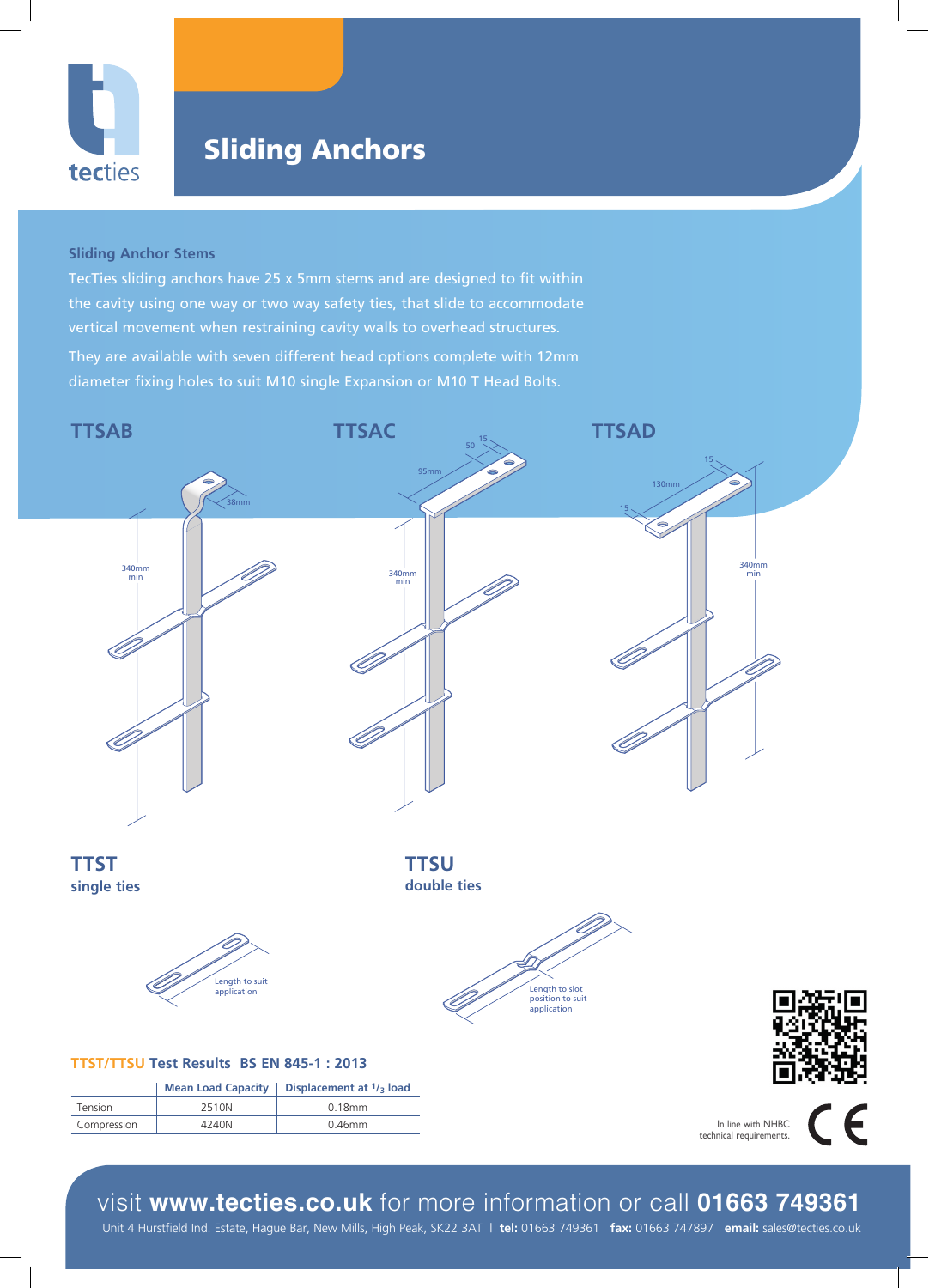# Sliding Anchors

### Sliding Anchor Stems

TecTies sliding anchors have 25 x 5mm stems and are designed to fit within the cavity using one way or two way safety ties, that slide to accommodate vertical movement when restraining cavity walls to overhead structures.

They are available with seven different head options complete with 12mm diameter fixing holes to suit M10 single Expansion or M10 T Head Bolts.

## TTSAB

38mm

340mm min

## TTSAC

95mm

50

15

340mm min

## TTSAD

130mm

15

15

340mm min

## TTST

**single ties**

Length to suit application

## TTSU

**double ties**

Length to slot position to suit application

### TTST/TTSU Test Results BS EN 845-1 : 2013

| | Mean Load Capacity | Displacement at $^1/_3$ load |
|---|---|---|
| Tension | 2510N | 0.18mm |
| Compression | 4240N | 0.46mm |

In line with NHBC technical requirements.

visit **www.tecties.co.uk** for more information or call **01663 749361**

Unit 4 Hurstfield Ind. Estate, Hague Bar, New Mills, High Peak, SK22 3AT | **tel:** 01663 749361 **fax:** 01663 747897 **email:** sales@tecties.co.uk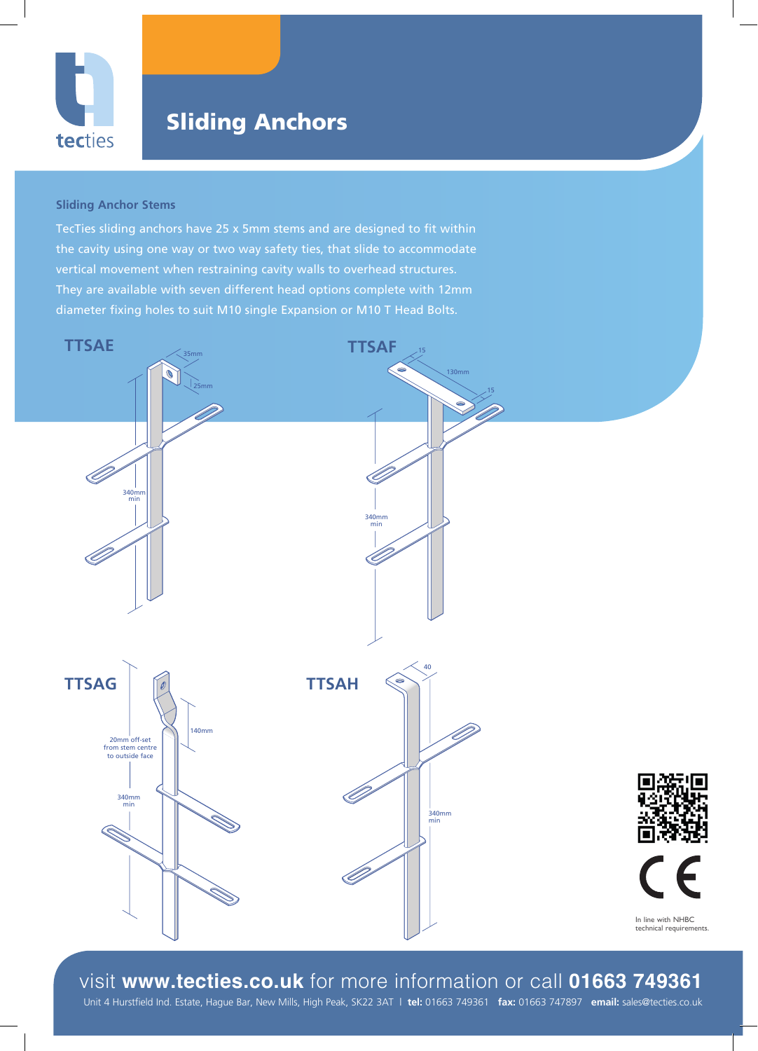# Sliding Anchors

tecties

### Sliding Anchor Stems

TecTies sliding anchors have 25 x 5mm stems and are designed to fit within the cavity using one way or two way safety ties, that slide to accommodate vertical movement when restraining cavity walls to overhead structures. They are available with seven different head options complete with 12mm diameter fixing holes to suit M10 single Expansion or M10 T Head Bolts.

## TTSAE

35mm
25mm
340mm min

## TTSAF

15
130mm
15
340mm min

## TTSAG

140mm
20mm off-set from stem centre to outside face
340mm min

## TTSAH

40
340mm min

In line with NHBC technical requirements.

visit **www.tecties.co.uk** for more information or call **01663 749361**

Unit 4 Hurstfield Ind. Estate, Hague Bar, New Mills, High Peak, SK22 3AT | **tel:** 01663 749361 **fax:** 01663 747897 **email:** sales@tecties.co.uk